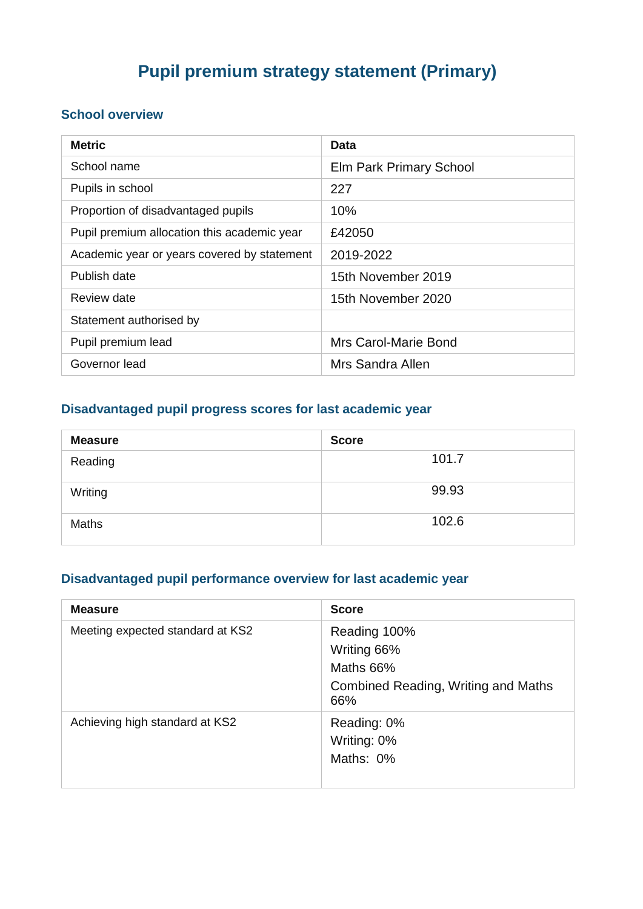# Pupil premium strategy statement (Primary)

## School overview

| Metric | Data |
|---|---|
| School name | Elm Park Primary School |
| Pupils in school | 227 |
| Proportion of disadvantaged pupils | 10% |
| Pupil premium allocation this academic year | £42050 |
| Academic year or years covered by statement | 2019-2022 |
| Publish date | 15th November 2019 |
| Review date | 15th November 2020 |
| Statement authorised by | |
| Pupil premium lead | Mrs Carol-Marie Bond |
| Governor lead | Mrs Sandra Allen |

## Disadvantaged pupil progress scores for last academic year

| Measure | Score |
|---|---|
| Reading | 101.7 |
| Writing | 99.93 |
| Maths | 102.6 |

## Disadvantaged pupil performance overview for last academic year

| Measure | Score |
|---|---|
| Meeting expected standard at KS2 | Reading 100%<br>Writing 66%<br>Maths 66%<br>Combined Reading, Writing and Maths 66% |
| Achieving high standard at KS2 | Reading: 0%<br>Writing: 0%<br>Maths: 0% |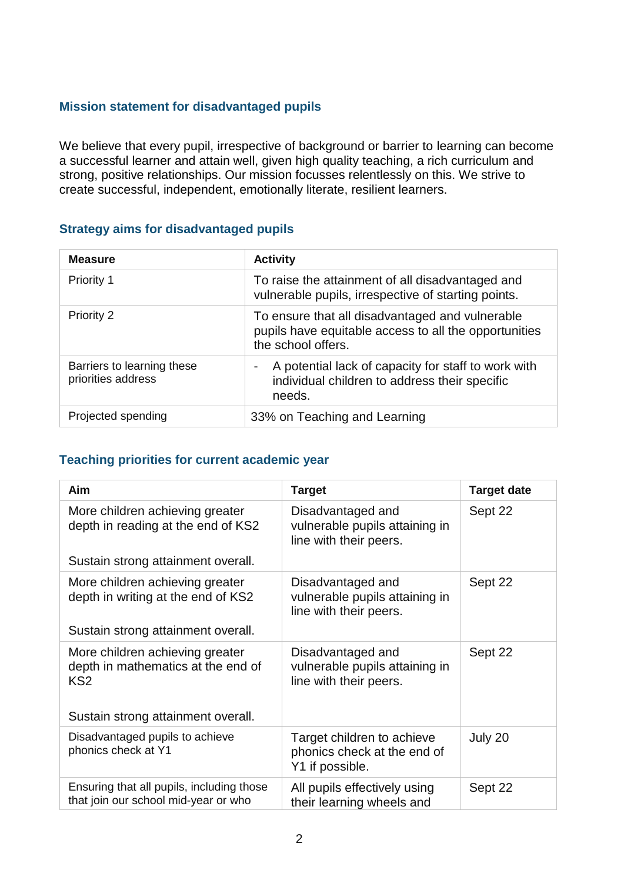### Mission statement for disadvantaged pupils

We believe that every pupil, irrespective of background or barrier to learning can become a successful learner and attain well, given high quality teaching, a rich curriculum and strong, positive relationships. Our mission focusses relentlessly on this. We strive to create successful, independent, emotionally literate, resilient learners.

### Strategy aims for disadvantaged pupils

| Measure | Activity |
|---|---|
| Priority 1 | To raise the attainment of all disadvantaged and vulnerable pupils, irrespective of starting points. |
| Priority 2 | To ensure that all disadvantaged and vulnerable pupils have equitable access to all the opportunities the school offers. |
| Barriers to learning these priorities address | - A potential lack of capacity for staff to work with individual children to address their specific needs. |
| Projected spending | 33% on Teaching and Learning |

### Teaching priorities for current academic year

| Aim | Target | Target date |
|---|---|---|
| More children achieving greater depth in reading at the end of KS2<br><br>Sustain strong attainment overall. | Disadvantaged and vulnerable pupils attaining in line with their peers. | Sept 22 |
| More children achieving greater depth in writing at the end of KS2<br><br>Sustain strong attainment overall. | Disadvantaged and vulnerable pupils attaining in line with their peers. | Sept 22 |
| More children achieving greater depth in mathematics at the end of KS2<br><br>Sustain strong attainment overall. | Disadvantaged and vulnerable pupils attaining in line with their peers. | Sept 22 |
| Disadvantaged pupils to achieve phonics check at Y1 | Target children to achieve phonics check at the end of Y1 if possible. | July 20 |
| Ensuring that all pupils, including those that join our school mid-year or who | All pupils effectively using their learning wheels and | Sept 22 |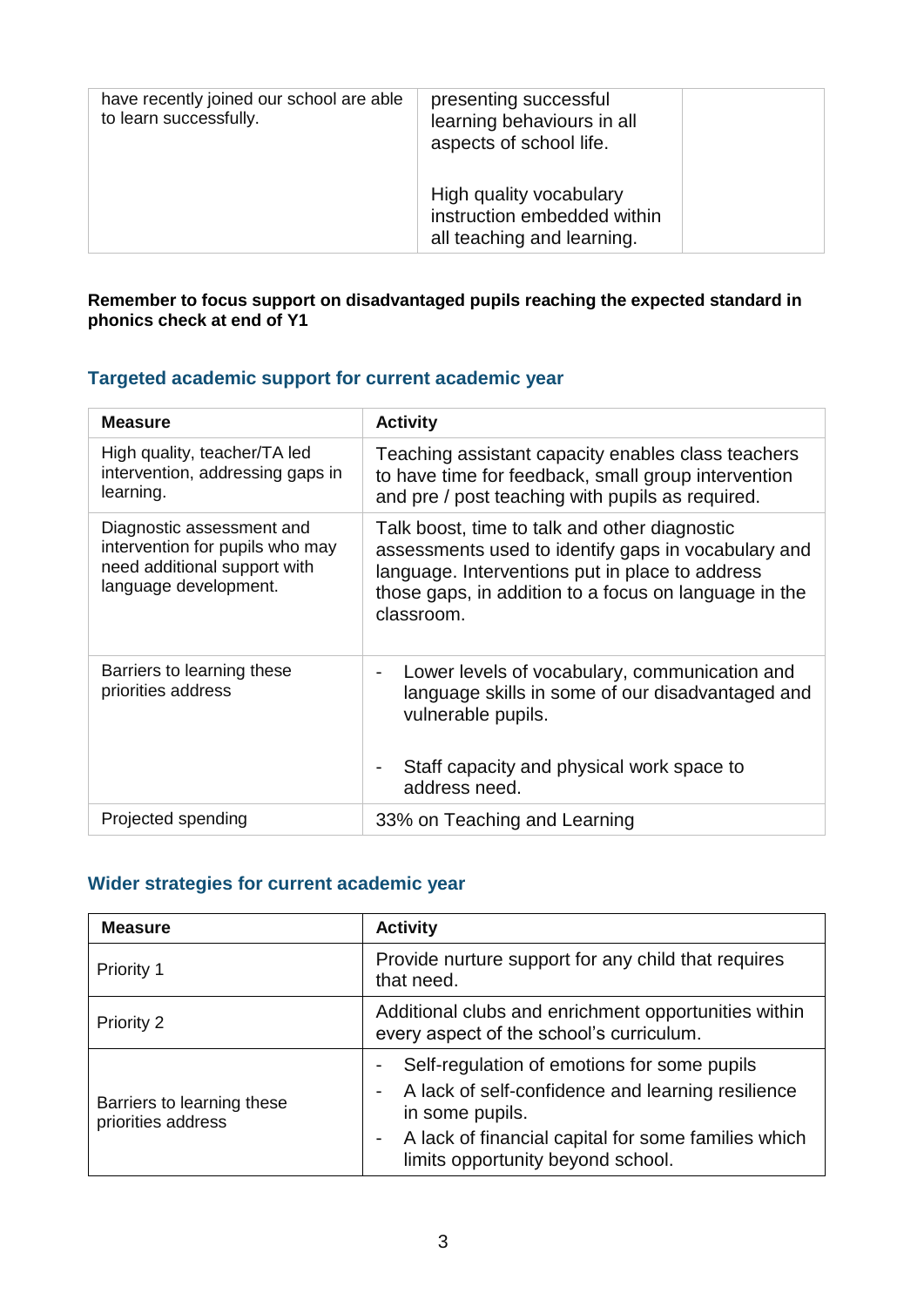| | | |
|---|---|---|
| have recently joined our school are able to learn successfully. | presenting successful learning behaviours in all aspects of school life.<br><br>High quality vocabulary instruction embedded within all teaching and learning. | |

**Remember to focus support on disadvantaged pupils reaching the expected standard in phonics check at end of Y1**

## Targeted academic support for current academic year

| Measure | Activity |
|---|---|
| High quality, teacher/TA led intervention, addressing gaps in learning. | Teaching assistant capacity enables class teachers to have time for feedback, small group intervention and pre / post teaching with pupils as required. |
| Diagnostic assessment and intervention for pupils who may need additional support with language development. | Talk boost, time to talk and other diagnostic assessments used to identify gaps in vocabulary and language. Interventions put in place to address those gaps, in addition to a focus on language in the classroom. |
| Barriers to learning these priorities address | - Lower levels of vocabulary, communication and language skills in some of our disadvantaged and vulnerable pupils.<br><br>- Staff capacity and physical work space to address need. |
| Projected spending | 33% on Teaching and Learning |

## Wider strategies for current academic year

| Measure | Activity |
|---|---|
| Priority 1 | Provide nurture support for any child that requires that need. |
| Priority 2 | Additional clubs and enrichment opportunities within every aspect of the school's curriculum. |
| Barriers to learning these priorities address | - Self-regulation of emotions for some pupils<br>- A lack of self-confidence and learning resilience in some pupils.<br>- A lack of financial capital for some families which limits opportunity beyond school. |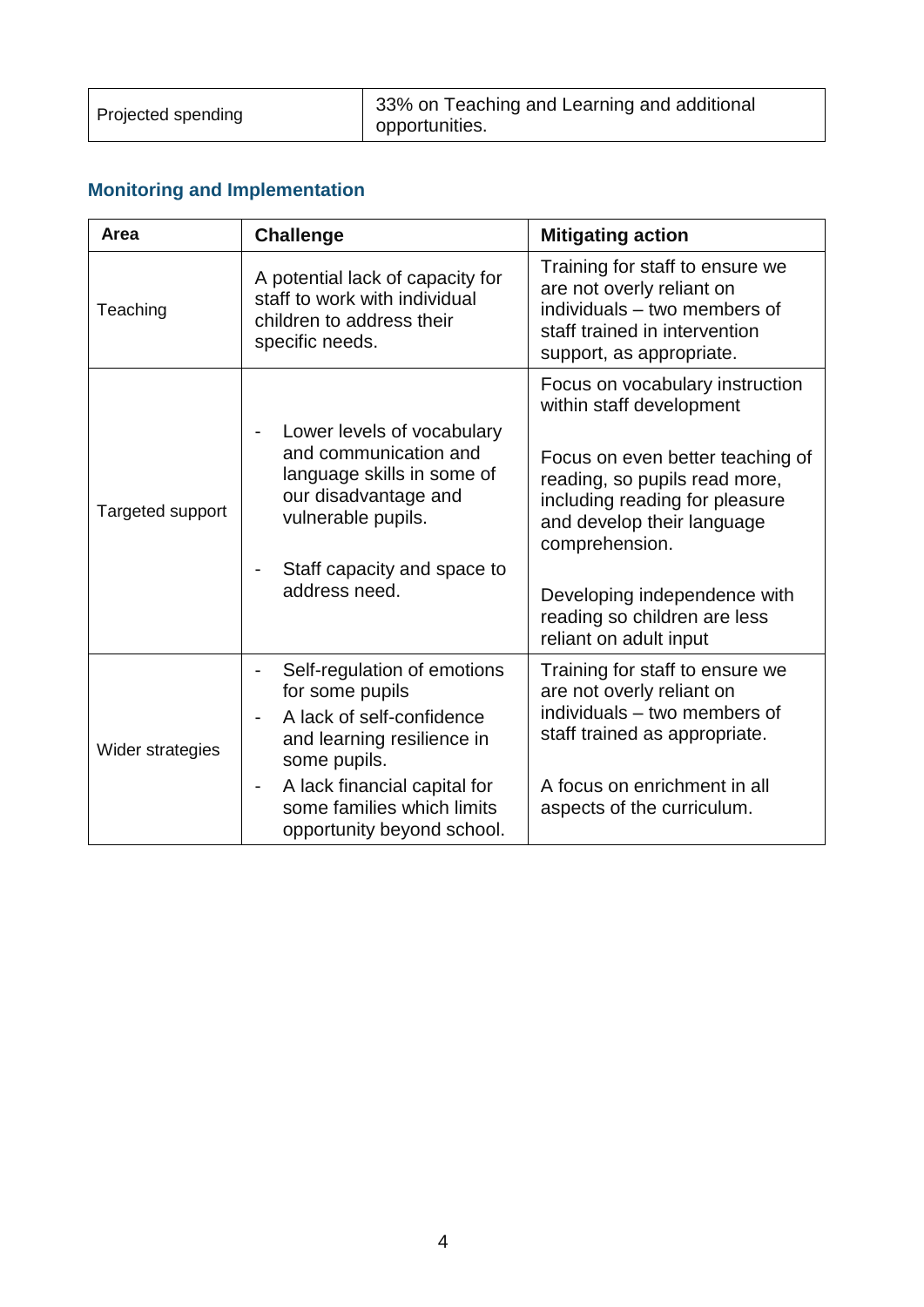| Projected spending | 33% on Teaching and Learning and additional opportunities. |
|---|---|

## Monitoring and Implementation

| Area | Challenge | Mitigating action |
|---|---|---|
| Teaching | A potential lack of capacity for staff to work with individual children to address their specific needs. | Training for staff to ensure we are not overly reliant on individuals – two members of staff trained in intervention support, as appropriate. |
| Targeted support | - Lower levels of vocabulary and communication and language skills in some of our disadvantage and vulnerable pupils.<br><br>- Staff capacity and space to address need. | Focus on vocabulary instruction within staff development<br><br>Focus on even better teaching of reading, so pupils read more, including reading for pleasure and develop their language comprehension.<br><br>Developing independence with reading so children are less reliant on adult input |
| Wider strategies | - Self-regulation of emotions for some pupils<br>- A lack of self-confidence and learning resilience in some pupils.<br>- A lack financial capital for some families which limits opportunity beyond school. | Training for staff to ensure we are not overly reliant on individuals – two members of staff trained as appropriate.<br><br>A focus on enrichment in all aspects of the curriculum. |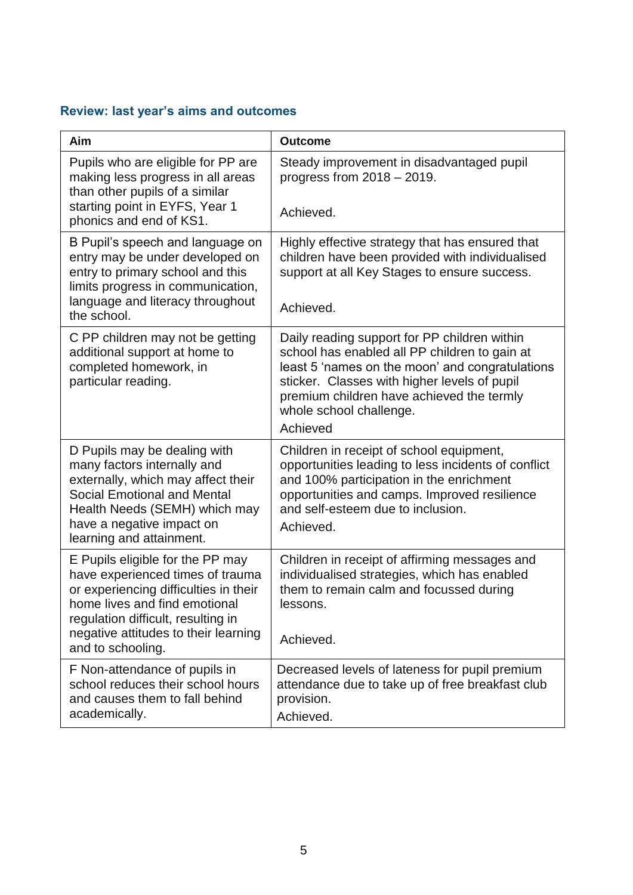### Review: last year's aims and outcomes

| Aim | Outcome |
| --- | --- |
| Pupils who are eligible for PP are making less progress in all areas than other pupils of a similar starting point in EYFS, Year 1 phonics and end of KS1. | Steady improvement in disadvantaged pupil progress from 2018 – 2019.<br><br>Achieved. |
| B Pupil's speech and language on entry may be under developed on entry to primary school and this limits progress in communication, language and literacy throughout the school. | Highly effective strategy that has ensured that children have been provided with individualised support at all Key Stages to ensure success.<br><br>Achieved. |
| C PP children may not be getting additional support at home to completed homework, in particular reading. | Daily reading support for PP children within school has enabled all PP children to gain at least 5 'names on the moon' and congratulations sticker. Classes with higher levels of pupil premium children have achieved the termly whole school challenge.<br>Achieved |
| D Pupils may be dealing with many factors internally and externally, which may affect their Social Emotional and Mental Health Needs (SEMH) which may have a negative impact on learning and attainment. | Children in receipt of school equipment, opportunities leading to less incidents of conflict and 100% participation in the enrichment opportunities and camps. Improved resilience and self-esteem due to inclusion.<br>Achieved. |
| E Pupils eligible for the PP may have experienced times of trauma or experiencing difficulties in their home lives and find emotional regulation difficult, resulting in negative attitudes to their learning and to schooling. | Children in receipt of affirming messages and individualised strategies, which has enabled them to remain calm and focussed during lessons.<br><br>Achieved. |
| F Non-attendance of pupils in school reduces their school hours and causes them to fall behind academically. | Decreased levels of lateness for pupil premium attendance due to take up of free breakfast club provision.<br>Achieved. |